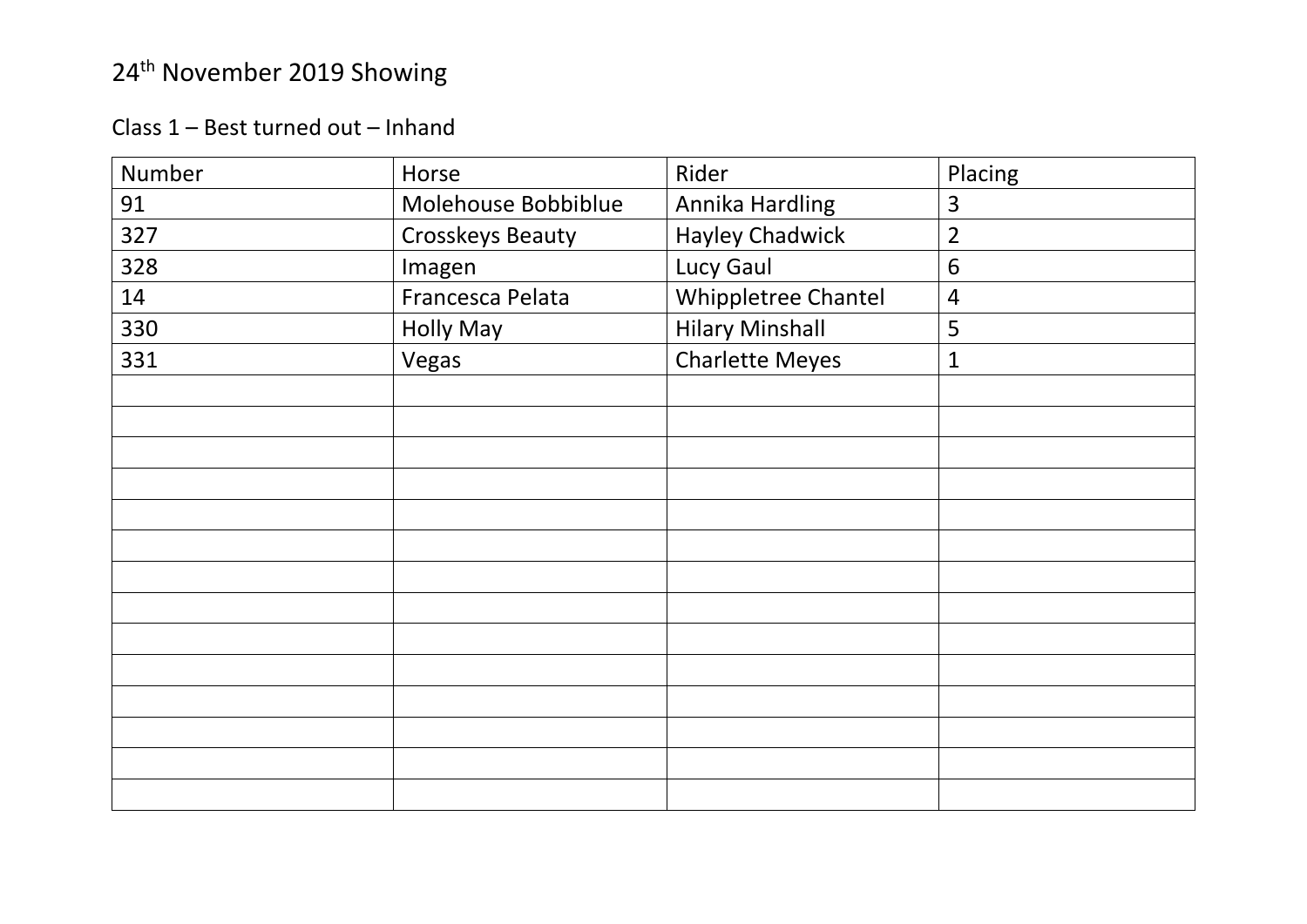# 24th November 2019 Showing

## Class 1 – Best turned out – Inhand

| Number | Horse | Rider | Placing |
|---|---|---|---|
| 91 | Molehouse Bobbiblue | Annika Hardling | 3 |
| 327 | Crosskeys Beauty | Hayley Chadwick | 2 |
| 328 | Imagen | Lucy Gaul | 6 |
| 14 | Francesca Pelata | Whippletree Chantel | 4 |
| 330 | Holly May | Hilary Minshall | 5 |
| 331 | Vegas | Charlette Meyes | 1 |
| | | | |
| | | | |
| | | | |
| | | | |
| | | | |
| | | | |
| | | | |
| | | | |
| | | | |
| | | | |
| | | | |
| | | | |
| | | | |
| | | | |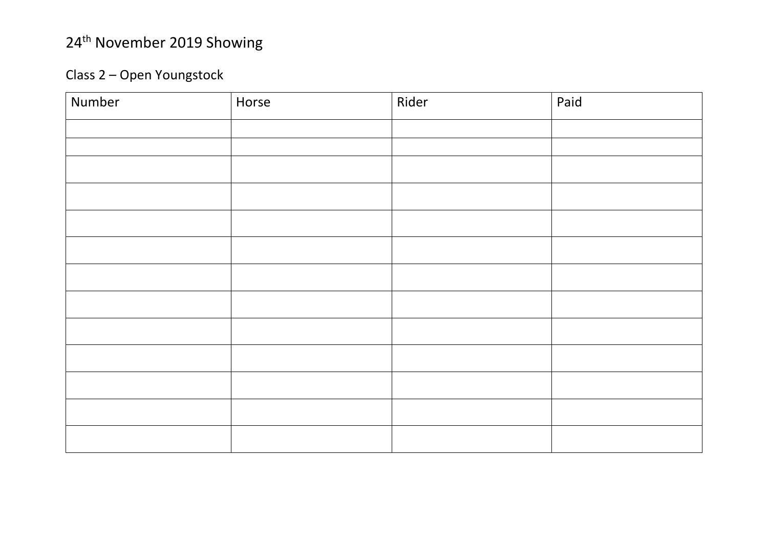24th November 2019 Showing

Class 2 – Open Youngstock

| Number | Horse | Rider | Paid |
| --- | --- | --- | --- |
| | | | |
| | | | |
| | | | |
| | | | |
| | | | |
| | | | |
| | | | |
| | | | |
| | | | |
| | | | |
| | | | |
| | | | |
| | | | |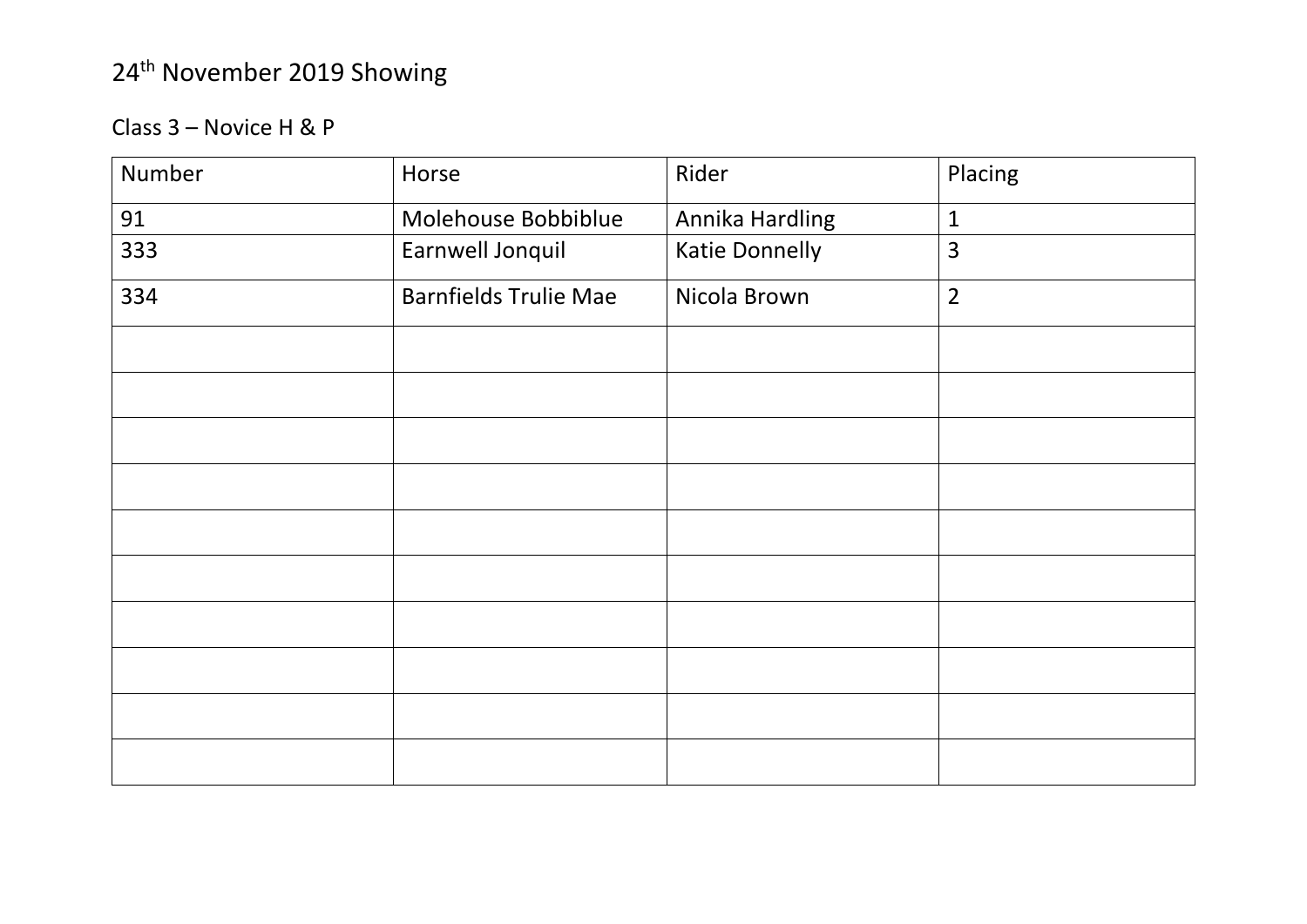24th November 2019 Showing

Class 3 – Novice H & P

| Number | Horse | Rider | Placing |
| --- | --- | --- | --- |
| 91 | Molehouse Bobbiblue | Annika Hardling | 1 |
| 333 | Earnwell Jonquil | Katie Donnelly | 3 |
| 334 | Barnfields Trulie Mae | Nicola Brown | 2 |
| | | | |
| | | | |
| | | | |
| | | | |
| | | | |
| | | | |
| | | | |
| | | | |
| | | | |
| | | | |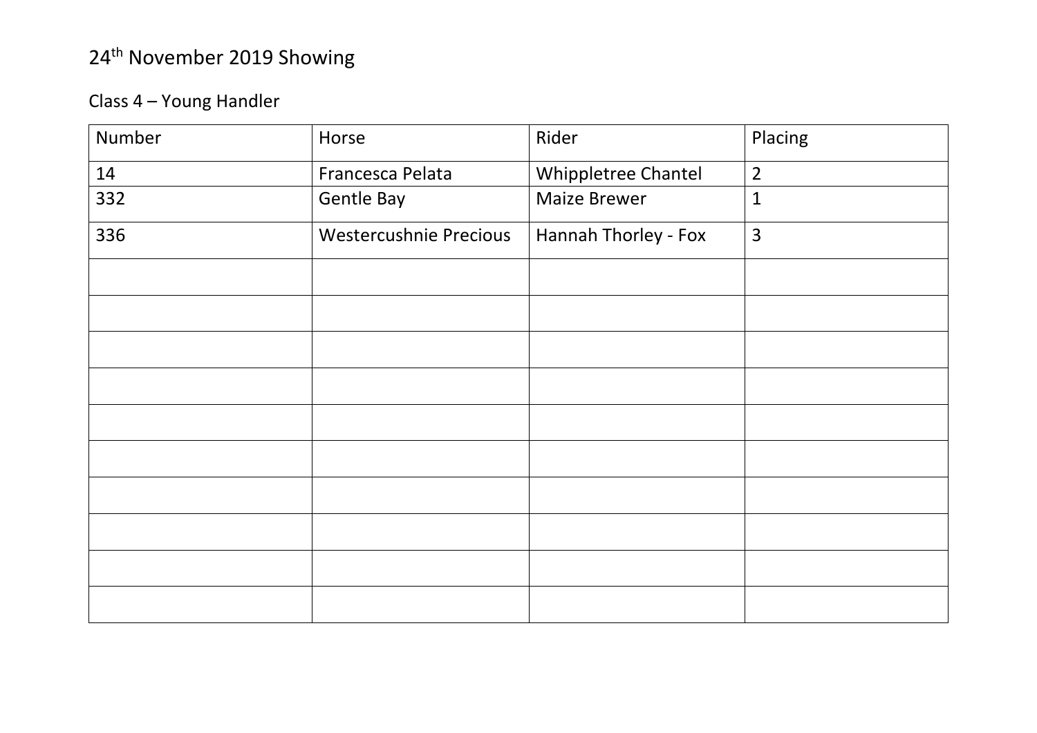# 24th November 2019 Showing

## Class 4 – Young Handler

| Number | Horse | Rider | Placing |
|---|---|---|---|
| 14 | Francesca Pelata | Whippletree Chantel | 2 |
| 332 | Gentle Bay | Maize Brewer | 1 |
| 336 | Westercushnie Precious | Hannah Thorley - Fox | 3 |
| | | | |
| | | | |
| | | | |
| | | | |
| | | | |
| | | | |
| | | | |
| | | | |
| | | | |
| | | | |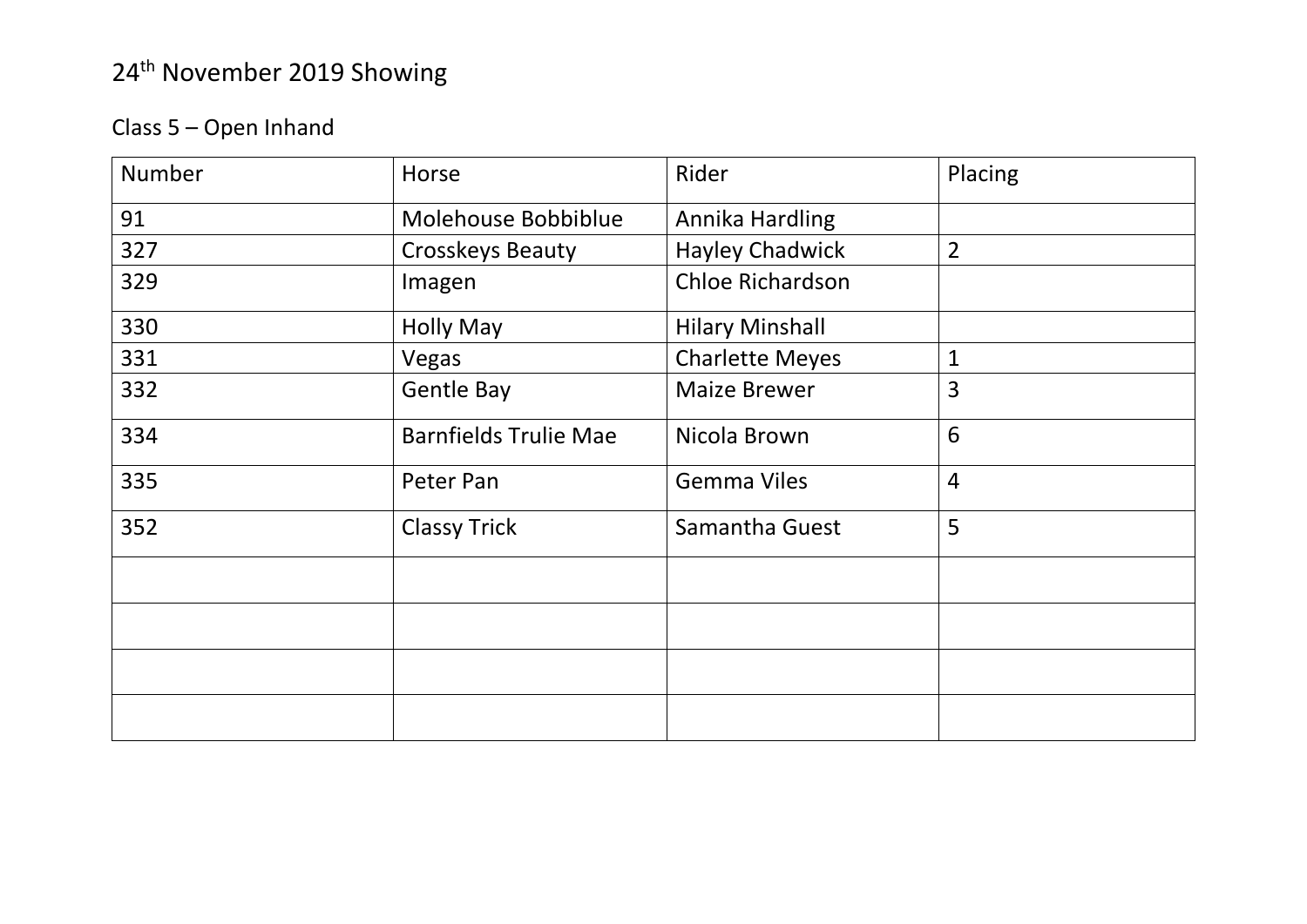# 24th November 2019 Showing

## Class 5 – Open Inhand

| Number | Horse | Rider | Placing |
|---|---|---|---|
| 91 | Molehouse Bobbiblue | Annika Hardling | |
| 327 | Crosskeys Beauty | Hayley Chadwick | 2 |
| 329 | Imagen | Chloe Richardson | |
| 330 | Holly May | Hilary Minshall | |
| 331 | Vegas | Charlette Meyes | 1 |
| 332 | Gentle Bay | Maize Brewer | 3 |
| 334 | Barnfields Trulie Mae | Nicola Brown | 6 |
| 335 | Peter Pan | Gemma Viles | 4 |
| 352 | Classy Trick | Samantha Guest | 5 |
| | | | |
| | | | |
| | | | |
| | | | |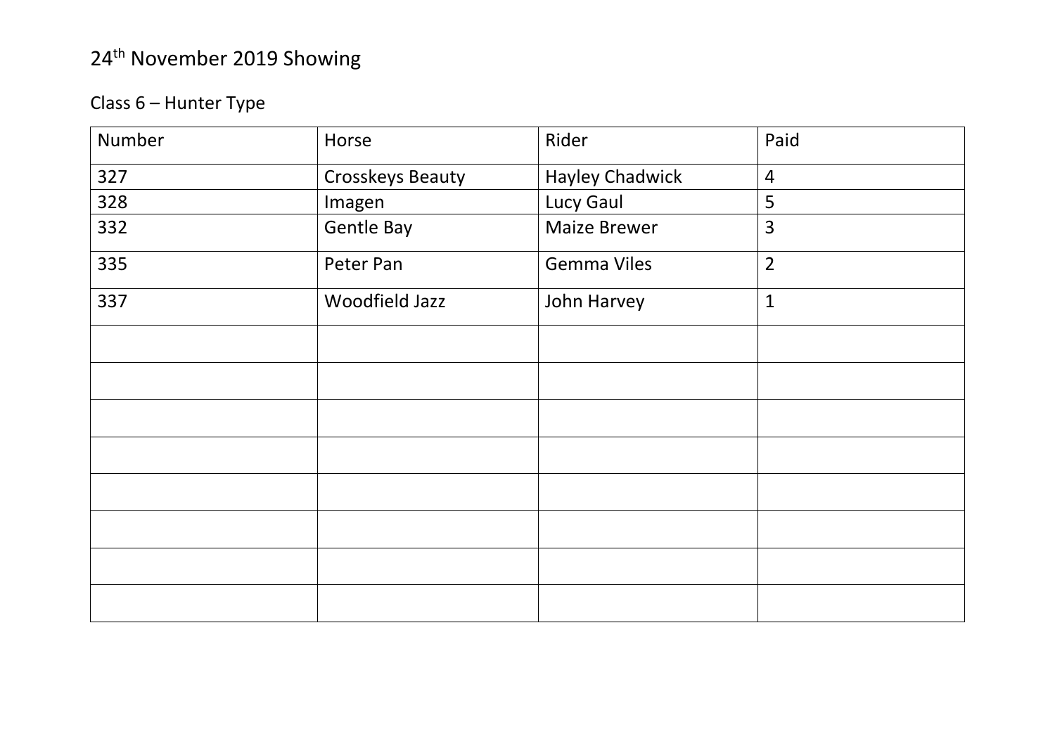# 24th November 2019 Showing

## Class 6 – Hunter Type

| Number | Horse | Rider | Paid |
|---|---|---|---|
| 327 | Crosskeys Beauty | Hayley Chadwick | 4 |
| 328 | Imagen | Lucy Gaul | 5 |
| 332 | Gentle Bay | Maize Brewer | 3 |
| 335 | Peter Pan | Gemma Viles | 2 |
| 337 | Woodfield Jazz | John Harvey | 1 |
| | | | |
| | | | |
| | | | |
| | | | |
| | | | |
| | | | |
| | | | |
| | | | |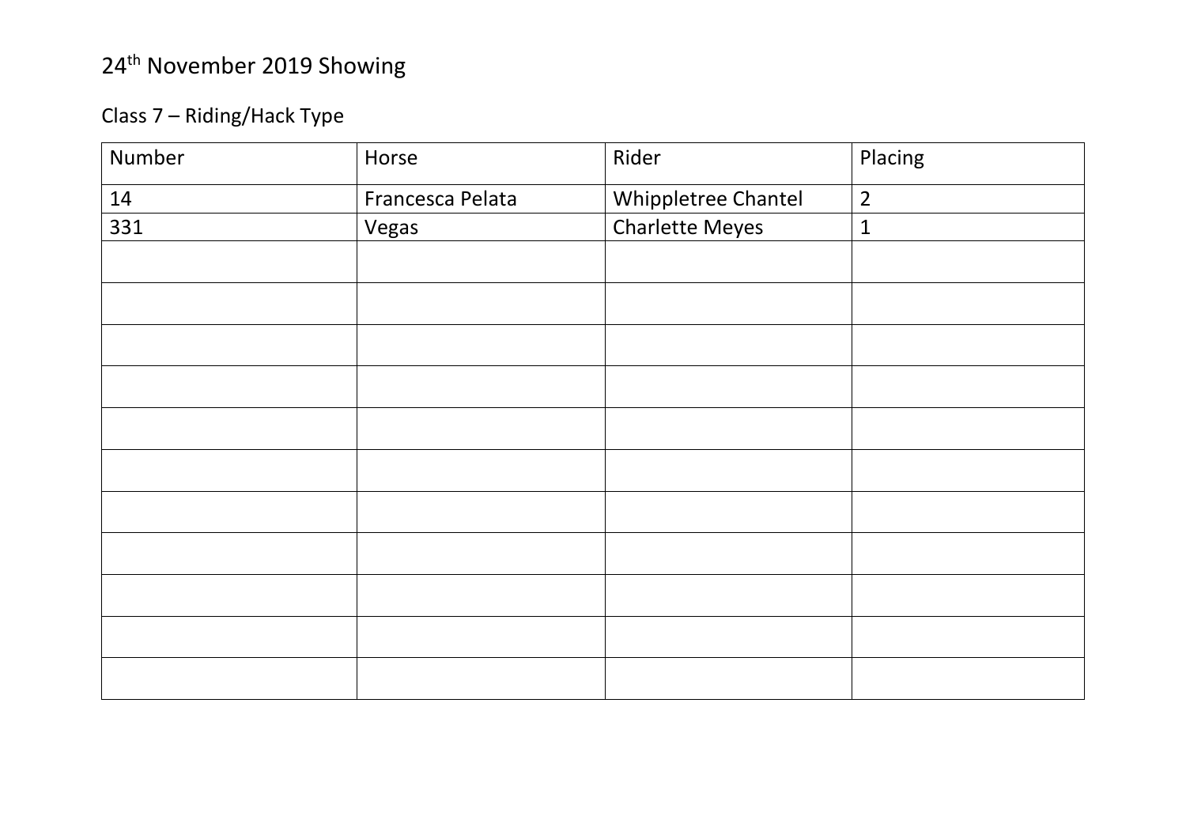# 24th November 2019 Showing

## Class 7 – Riding/Hack Type

| Number | Horse | Rider | Placing |
| --- | --- | --- | --- |
| 14 | Francesca Pelata | Whippletree Chantel | 2 |
| 331 | Vegas | Charlette Meyes | 1 |
| | | | |
| | | | |
| | | | |
| | | | |
| | | | |
| | | | |
| | | | |
| | | | |
| | | | |
| | | | |
| | | | |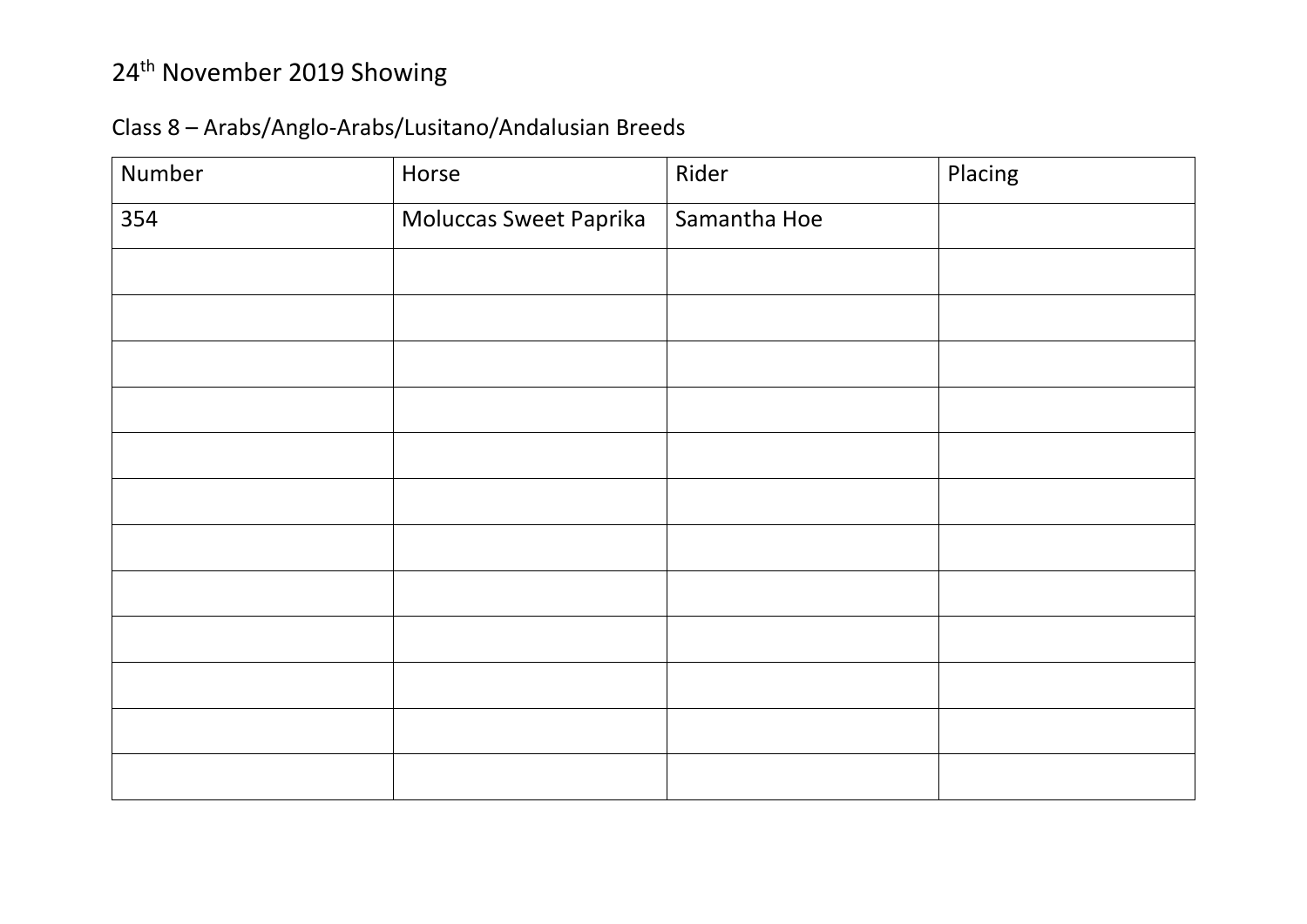# 24th November 2019 Showing

## Class 8 – Arabs/Anglo-Arabs/Lusitano/Andalusian Breeds

| Number | Horse | Rider | Placing |
| --- | --- | --- | --- |
| 354 | Moluccas Sweet Paprika | Samantha Hoe | |
| | | | |
| | | | |
| | | | |
| | | | |
| | | | |
| | | | |
| | | | |
| | | | |
| | | | |
| | | | |
| | | | |
| | | | |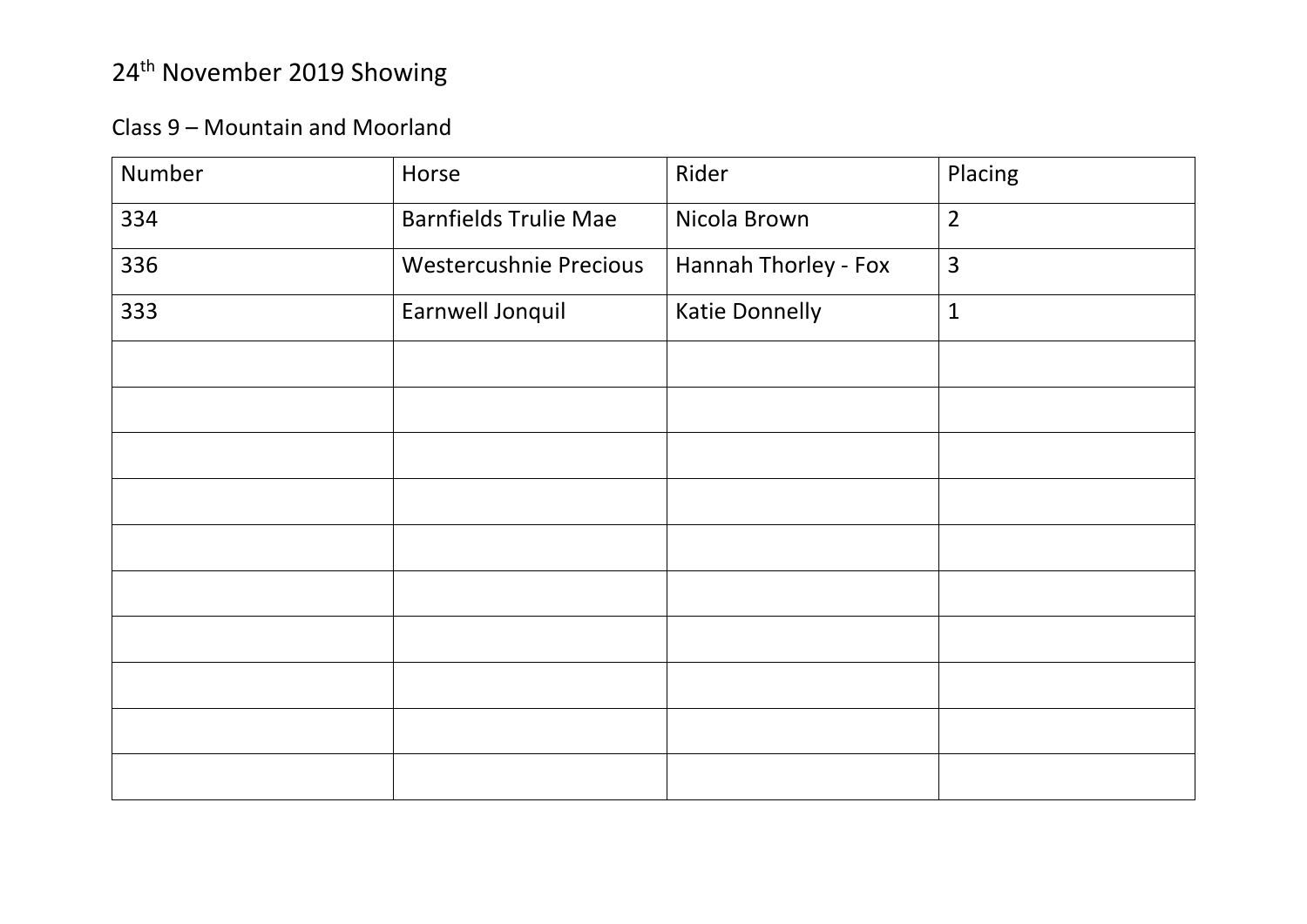# 24th November 2019 Showing

## Class 9 – Mountain and Moorland

| Number | Horse | Rider | Placing |
|---|---|---|---|
| 334 | Barnfields Trulie Mae | Nicola Brown | 2 |
| 336 | Westercushnie Precious | Hannah Thorley - Fox | 3 |
| 333 | Earnwell Jonquil | Katie Donnelly | 1 |
| | | | |
| | | | |
| | | | |
| | | | |
| | | | |
| | | | |
| | | | |
| | | | |
| | | | |
| | | | |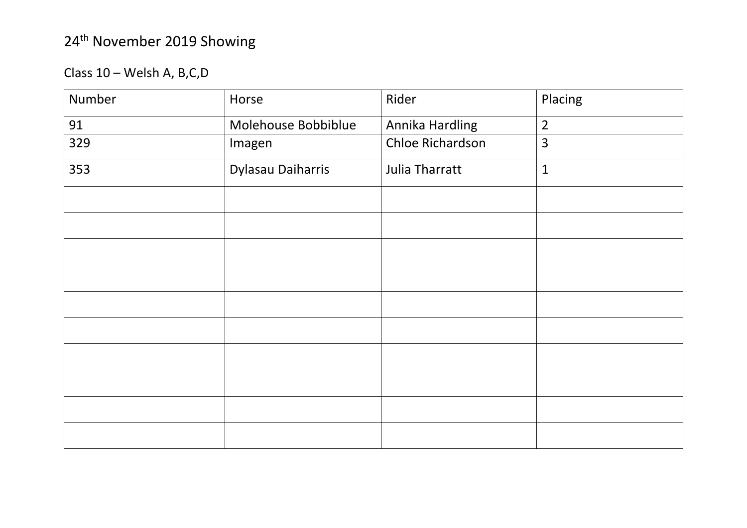# 24th November 2019 Showing

## Class 10 – Welsh A, B,C,D

| Number | Horse | Rider | Placing |
|---|---|---|---|
| 91 | Molehouse Bobbiblue | Annika Hardling | 2 |
| 329 | Imagen | Chloe Richardson | 3 |
| 353 | Dylasau Daiharris | Julia Tharratt | 1 |
| | | | |
| | | | |
| | | | |
| | | | |
| | | | |
| | | | |
| | | | |
| | | | |
| | | | |
| | | | |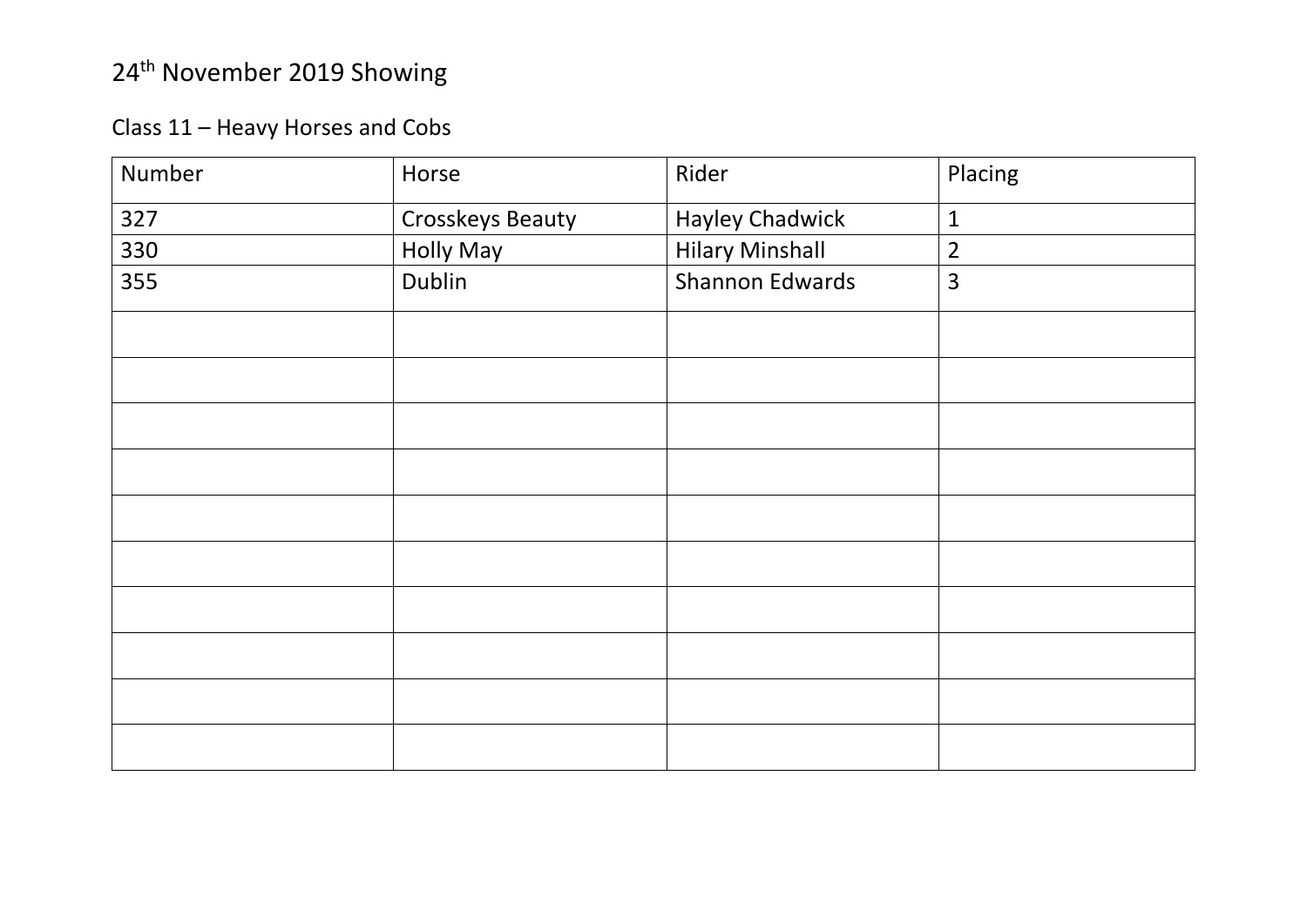# 24th November 2019 Showing

## Class 11 – Heavy Horses and Cobs

| Number | Horse | Rider | Placing |
|---|---|---|---|
| 327 | Crosskeys Beauty | Hayley Chadwick | 1 |
| 330 | Holly May | Hilary Minshall | 2 |
| 355 | Dublin | Shannon Edwards | 3 |
| | | | |
| | | | |
| | | | |
| | | | |
| | | | |
| | | | |
| | | | |
| | | | |
| | | | |
| | | | |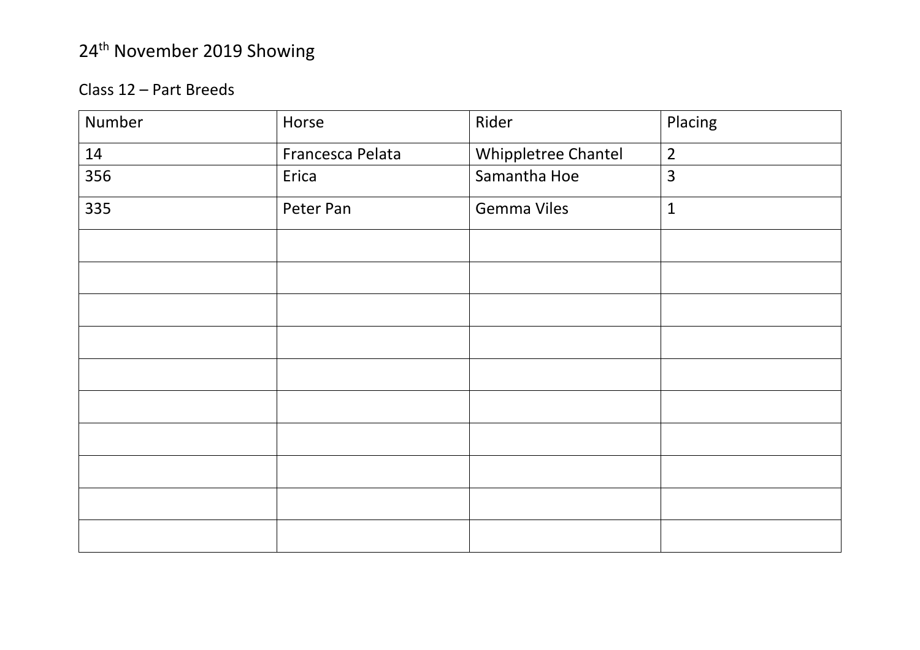24th November 2019 Showing

Class 12 – Part Breeds

| Number | Horse | Rider | Placing |
|---|---|---|---|
| 14 | Francesca Pelata | Whippletree Chantel | 2 |
| 356 | Erica | Samantha Hoe | 3 |
| 335 | Peter Pan | Gemma Viles | 1 |
| | | | |
| | | | |
| | | | |
| | | | |
| | | | |
| | | | |
| | | | |
| | | | |
| | | | |
| | | | |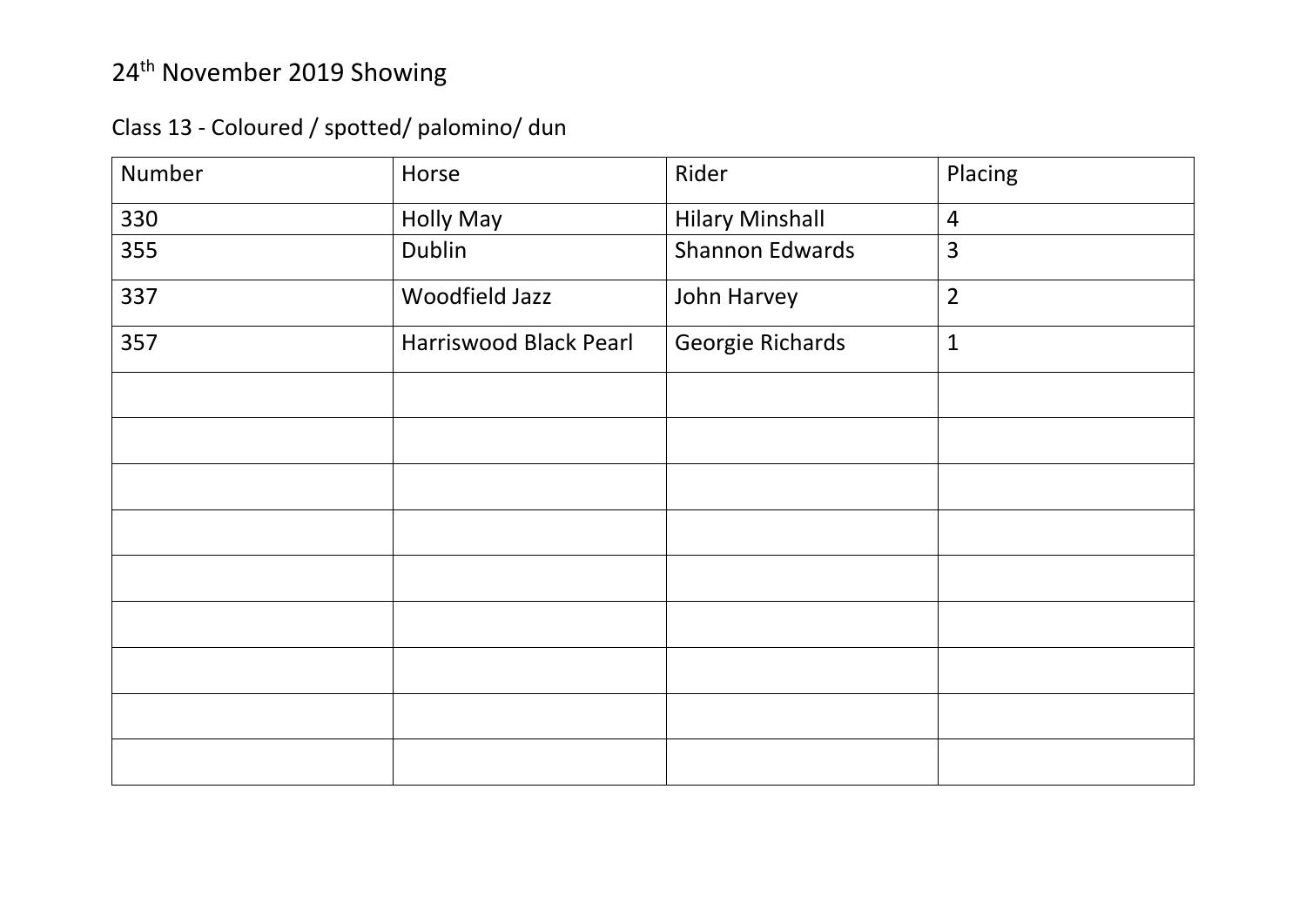# 24th November 2019 Showing

## Class 13 - Coloured / spotted/ palomino/ dun

| Number | Horse | Rider | Placing |
|---|---|---|---|
| 330 | Holly May | Hilary Minshall | 4 |
| 355 | Dublin | Shannon Edwards | 3 |
| 337 | Woodfield Jazz | John Harvey | 2 |
| 357 | Harriswood Black Pearl | Georgie Richards | 1 |
| | | | |
| | | | |
| | | | |
| | | | |
| | | | |
| | | | |
| | | | |
| | | | |
| | | | |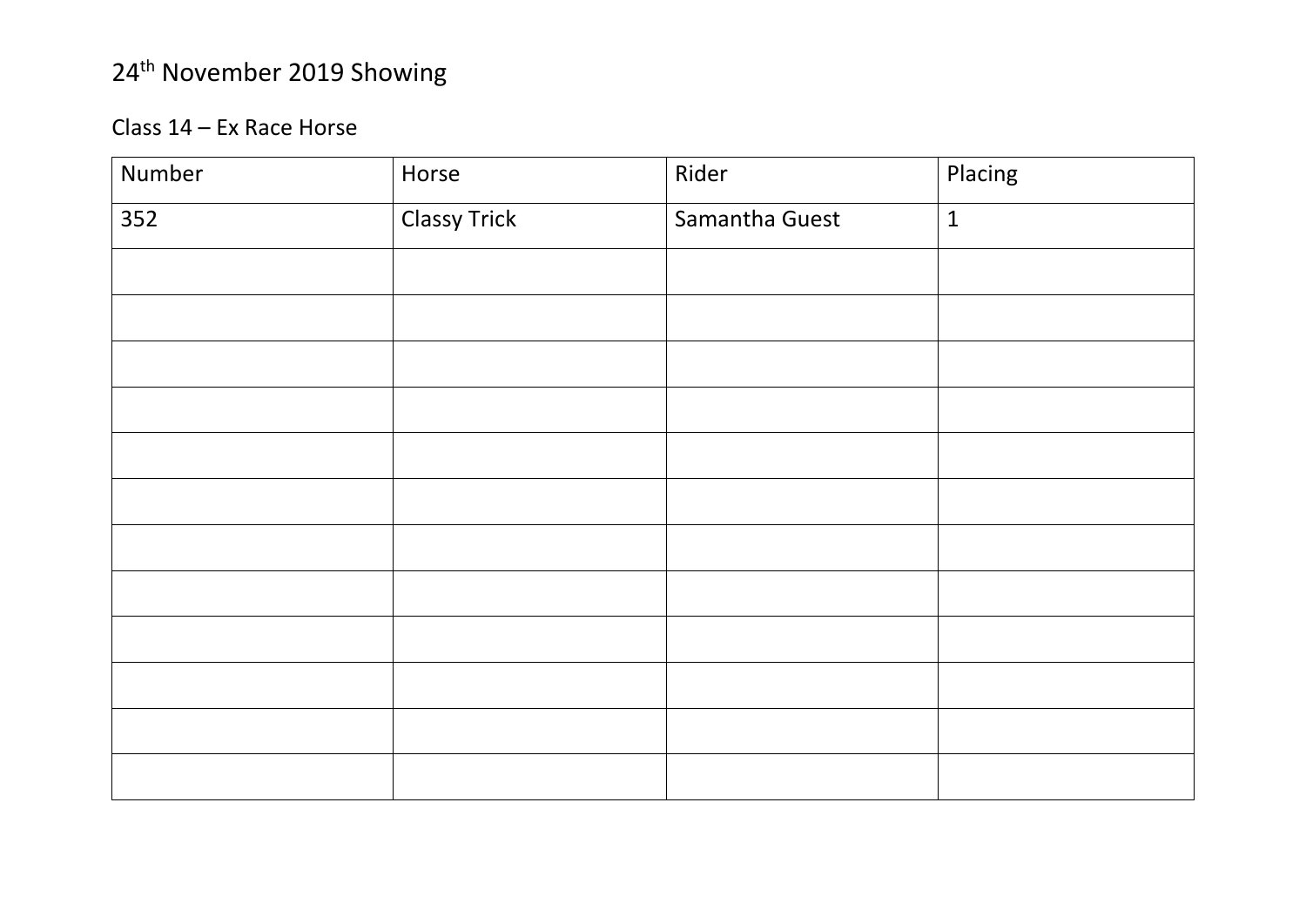# 24th November 2019 Showing

## Class 14 – Ex Race Horse

| Number | Horse | Rider | Placing |
|---|---|---|---|
| 352 | Classy Trick | Samantha Guest | 1 |
| | | | |
| | | | |
| | | | |
| | | | |
| | | | |
| | | | |
| | | | |
| | | | |
| | | | |
| | | | |
| | | | |
| | | | |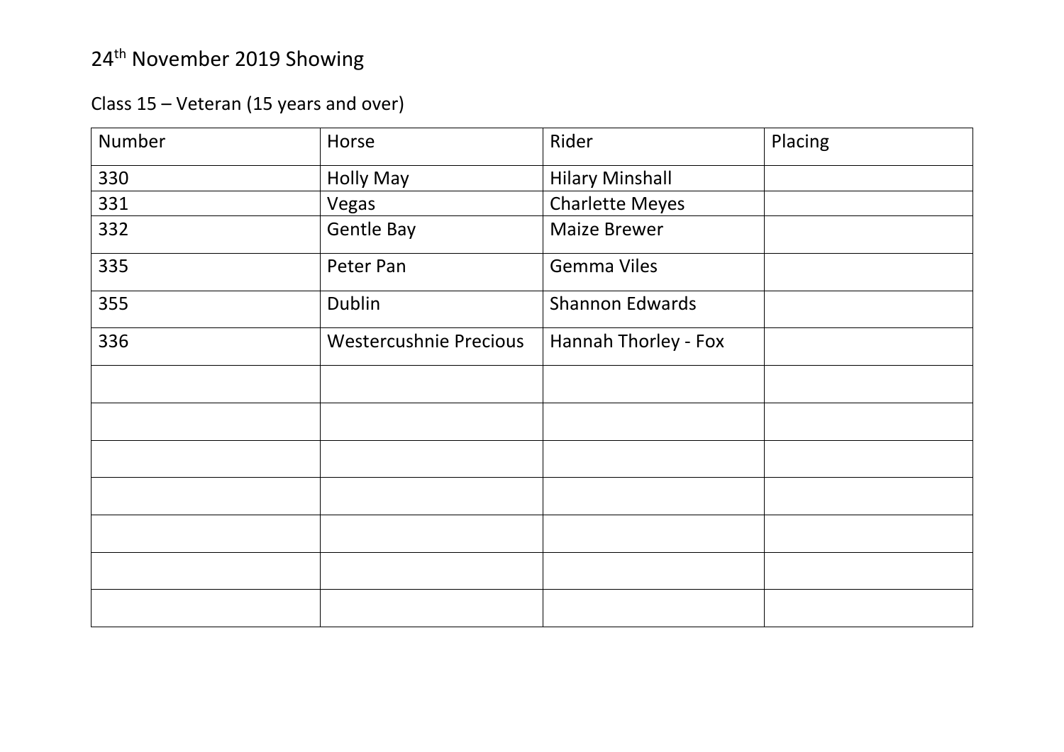# 24th November 2019 Showing

## Class 15 – Veteran (15 years and over)

| Number | Horse | Rider | Placing |
| --- | --- | --- | --- |
| 330 | Holly May | Hilary Minshall | |
| 331 | Vegas | Charlette Meyes | |
| 332 | Gentle Bay | Maize Brewer | |
| 335 | Peter Pan | Gemma Viles | |
| 355 | Dublin | Shannon Edwards | |
| 336 | Westercushnie Precious | Hannah Thorley - Fox | |
| | | | |
| | | | |
| | | | |
| | | | |
| | | | |
| | | | |
| | | | |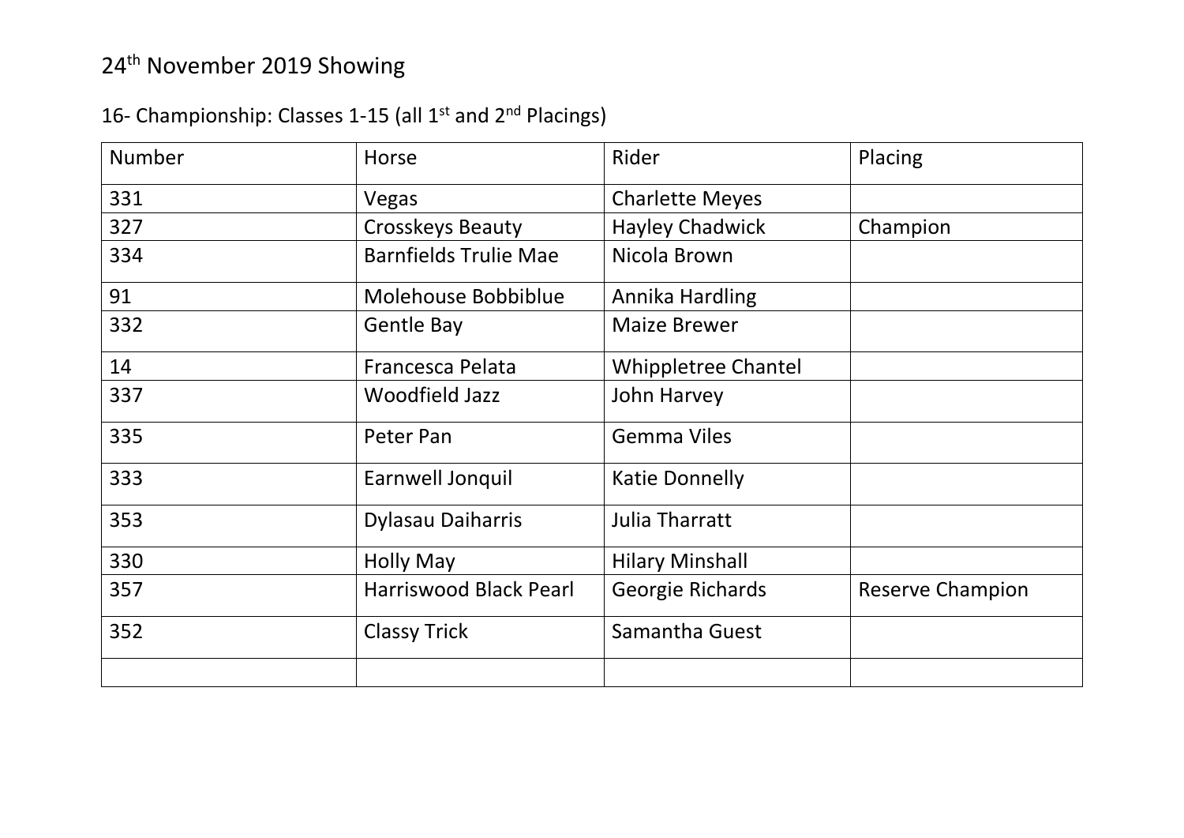# 24th November 2019 Showing

## 16- Championship: Classes 1-15 (all 1st and 2nd Placings)

| Number | Horse | Rider | Placing |
|---|---|---|---|
| 331 | Vegas | Charlette Meyes | |
| 327 | Crosskeys Beauty | Hayley Chadwick | Champion |
| 334 | Barnfields Trulie Mae | Nicola Brown | |
| 91 | Molehouse Bobbiblue | Annika Hardling | |
| 332 | Gentle Bay | Maize Brewer | |
| 14 | Francesca Pelata | Whippletree Chantel | |
| 337 | Woodfield Jazz | John Harvey | |
| 335 | Peter Pan | Gemma Viles | |
| 333 | Earnwell Jonquil | Katie Donnelly | |
| 353 | Dylasau Daiharris | Julia Tharratt | |
| 330 | Holly May | Hilary Minshall | |
| 357 | Harriswood Black Pearl | Georgie Richards | Reserve Champion |
| 352 | Classy Trick | Samantha Guest | |
| | | | |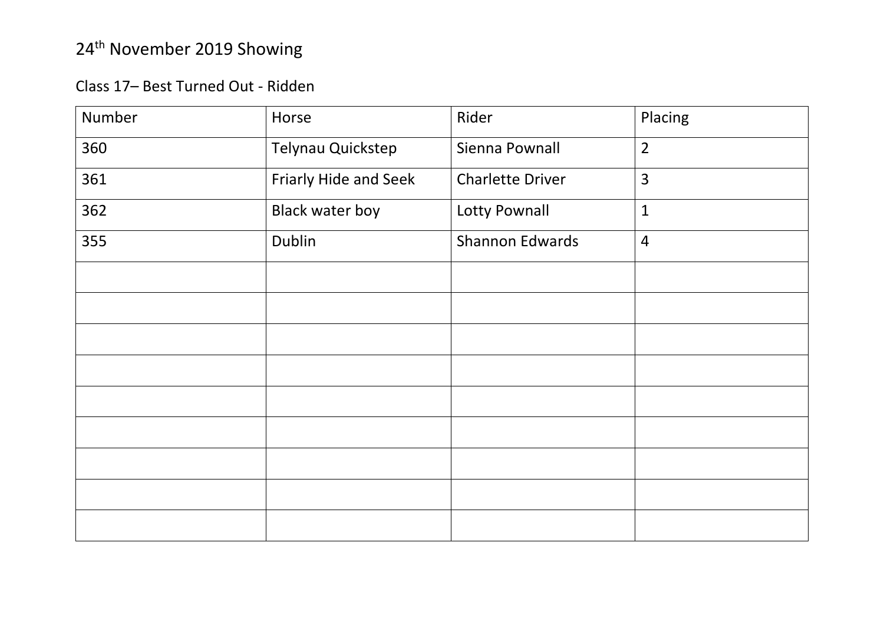# 24th November 2019 Showing

## Class 17– Best Turned Out - Ridden

| Number | Horse | Rider | Placing |
|---|---|---|---|
| 360 | Telynau Quickstep | Sienna Pownall | 2 |
| 361 | Friarly Hide and Seek | Charlette Driver | 3 |
| 362 | Black water boy | Lotty Pownall | 1 |
| 355 | Dublin | Shannon Edwards | 4 |
| | | | |
| | | | |
| | | | |
| | | | |
| | | | |
| | | | |
| | | | |
| | | | |
| | | | |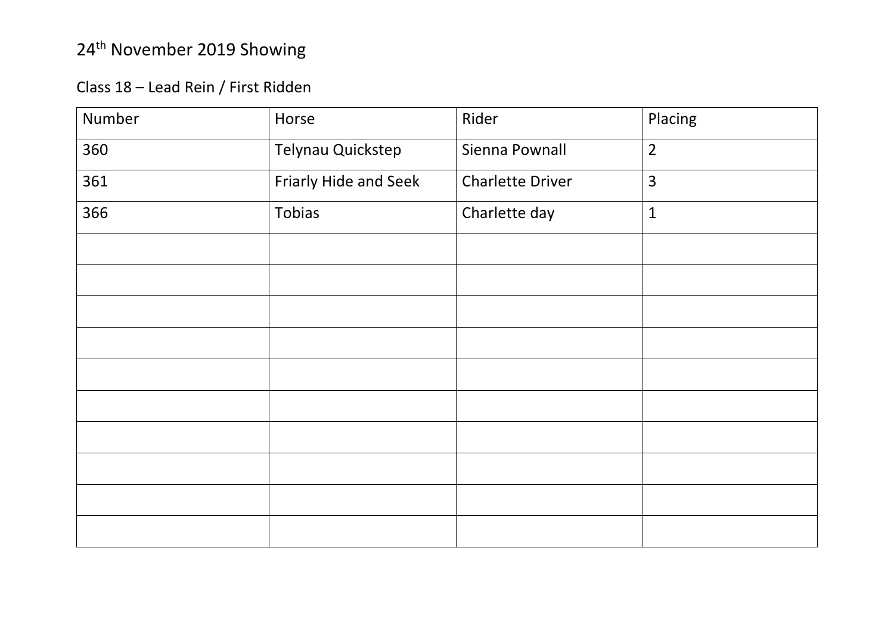# 24th November 2019 Showing

## Class 18 – Lead Rein / First Ridden

| Number | Horse | Rider | Placing |
| --- | --- | --- | --- |
| 360 | Telynau Quickstep | Sienna Pownall | 2 |
| 361 | Friarly Hide and Seek | Charlette Driver | 3 |
| 366 | Tobias | Charlette day | 1 |
| | | | |
| | | | |
| | | | |
| | | | |
| | | | |
| | | | |
| | | | |
| | | | |
| | | | |
| | | | |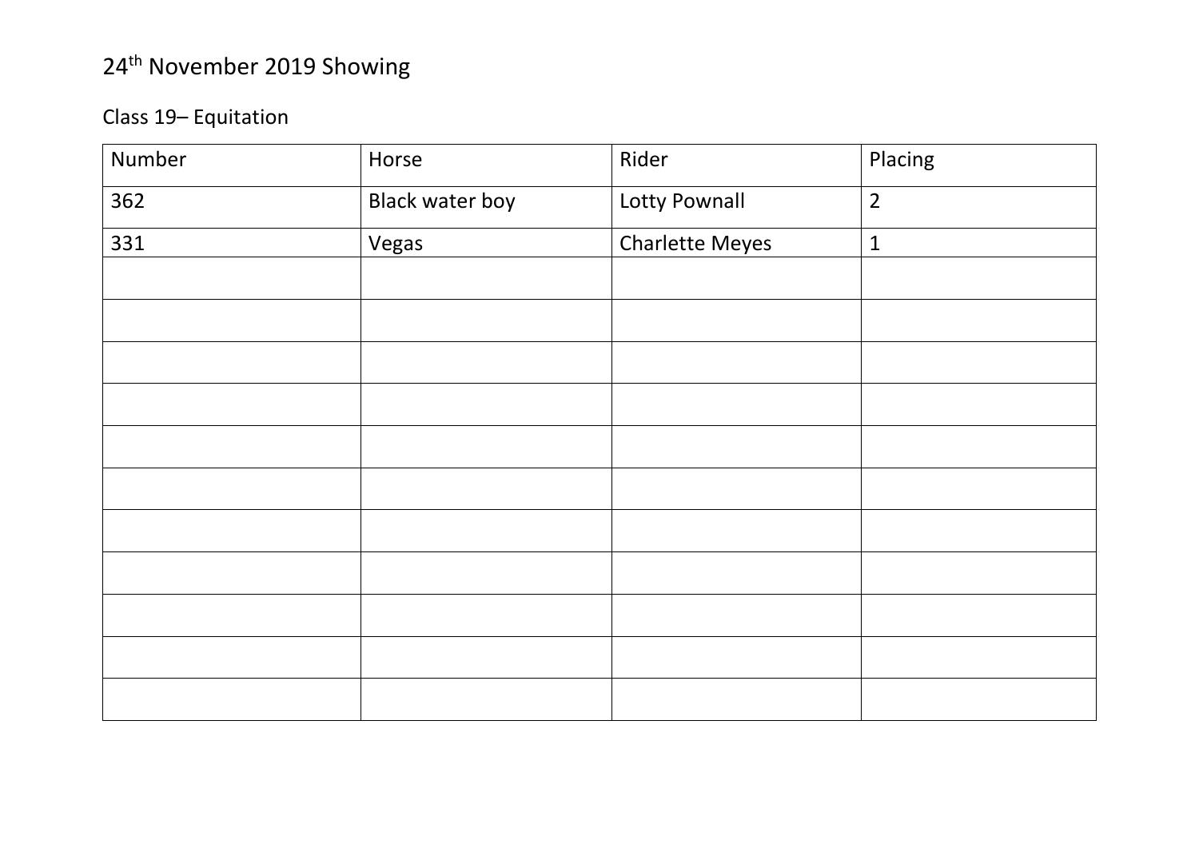# 24th November 2019 Showing

## Class 19– Equitation

| Number | Horse | Rider | Placing |
|---|---|---|---|
| 362 | Black water boy | Lotty Pownall | 2 |
| 331 | Vegas | Charlette Meyes | 1 |
| | | | |
| | | | |
| | | | |
| | | | |
| | | | |
| | | | |
| | | | |
| | | | |
| | | | |
| | | | |
| | | | |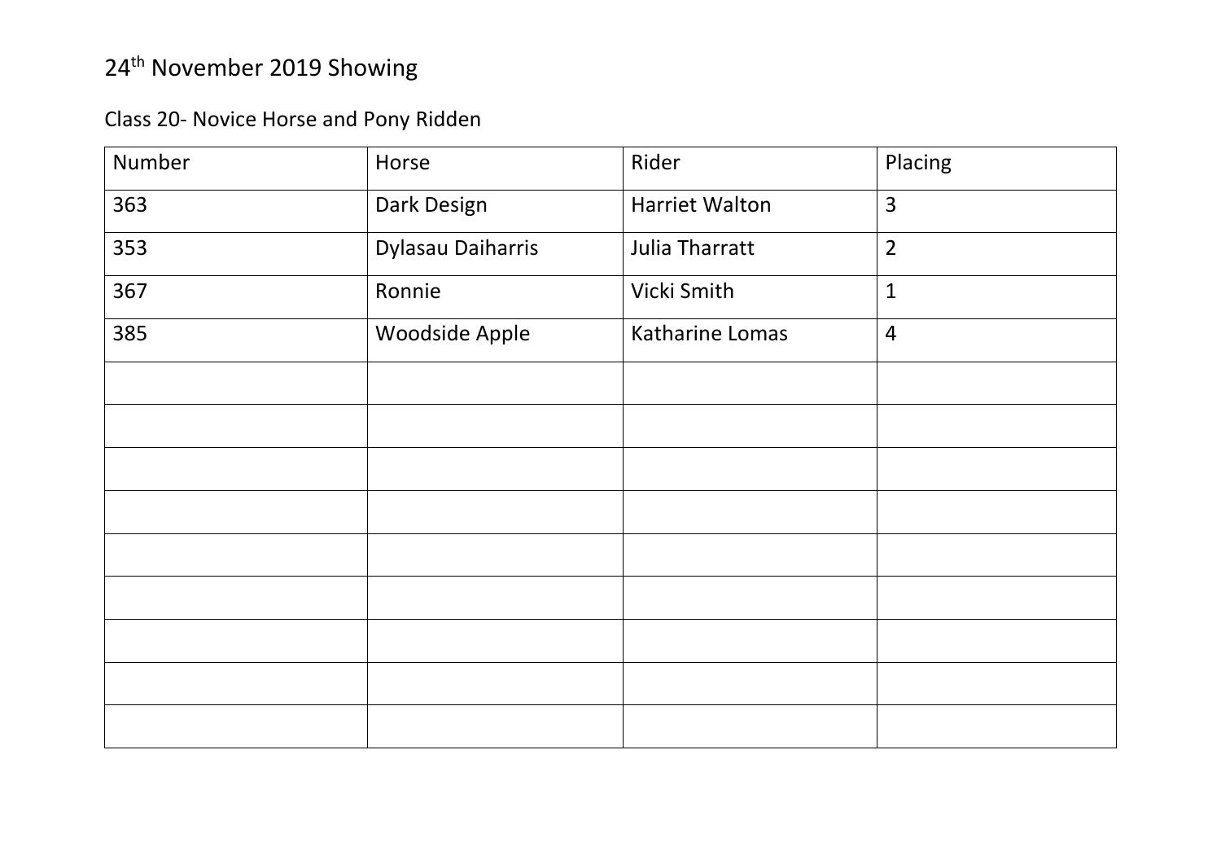# 24th November 2019 Showing

## Class 20- Novice Horse and Pony Ridden

| Number | Horse | Rider | Placing |
|---|---|---|---|
| 363 | Dark Design | Harriet Walton | 3 |
| 353 | Dylasau Daiharris | Julia Tharratt | 2 |
| 367 | Ronnie | Vicki Smith | 1 |
| 385 | Woodside Apple | Katharine Lomas | 4 |
| | | | |
| | | | |
| | | | |
| | | | |
| | | | |
| | | | |
| | | | |
| | | | |
| | | | |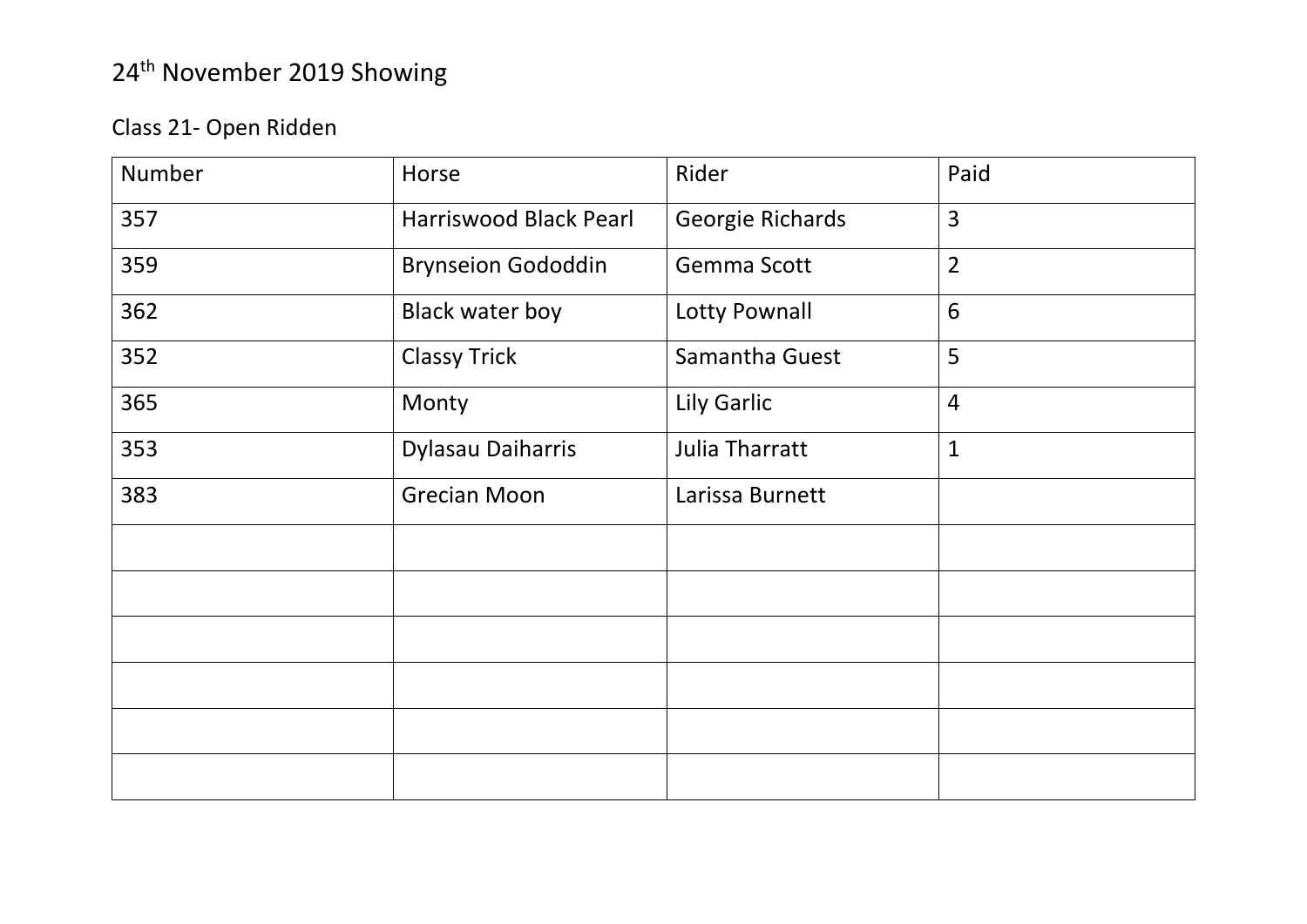# 24th November 2019 Showing

## Class 21- Open Ridden

| Number | Horse | Rider | Paid |
|---|---|---|---|
| 357 | Harriswood Black Pearl | Georgie Richards | 3 |
| 359 | Brynseion Gododdin | Gemma Scott | 2 |
| 362 | Black water boy | Lotty Pownall | 6 |
| 352 | Classy Trick | Samantha Guest | 5 |
| 365 | Monty | Lily Garlic | 4 |
| 353 | Dylasau Daiharris | Julia Tharratt | 1 |
| 383 | Grecian Moon | Larissa Burnett | |
| | | | |
| | | | |
| | | | |
| | | | |
| | | | |
| | | | |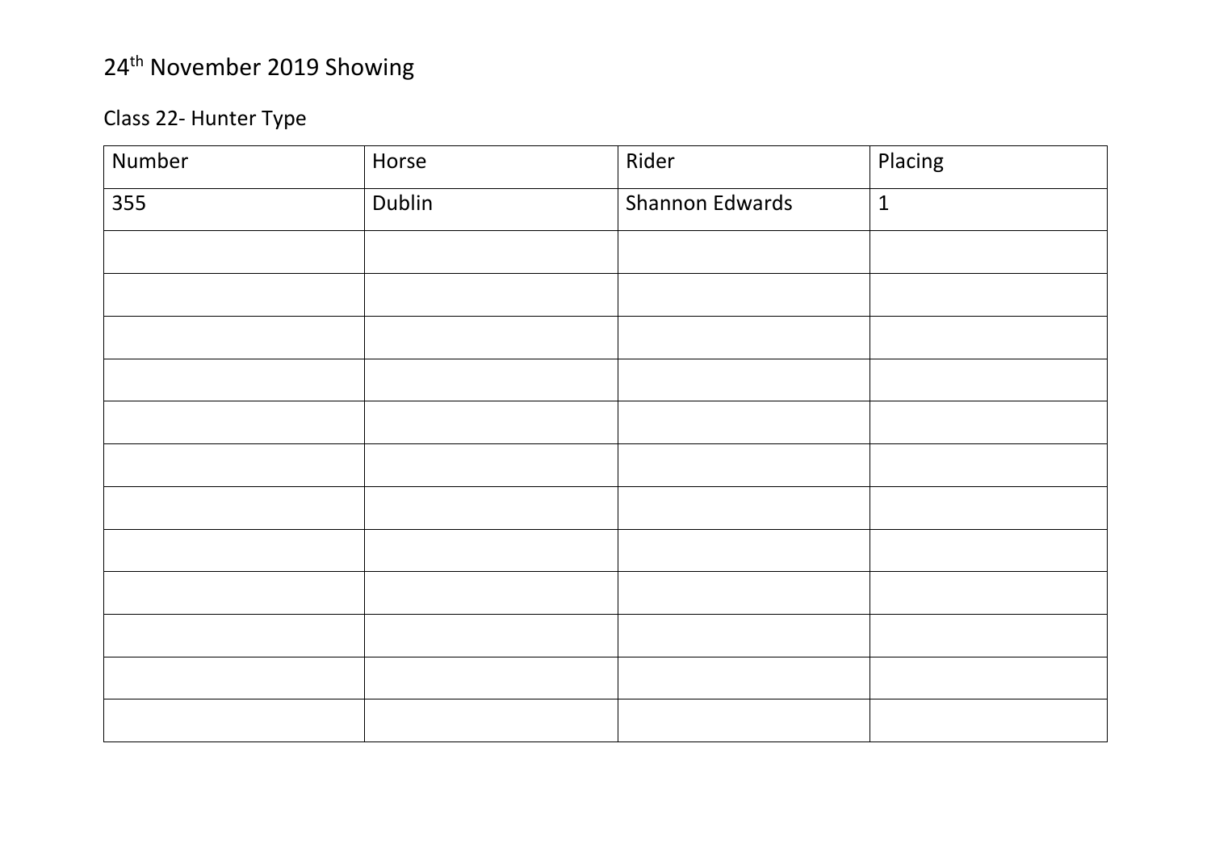# 24th November 2019 Showing

## Class 22- Hunter Type

| Number | Horse | Rider | Placing |
| --- | --- | --- | --- |
| 355 | Dublin | Shannon Edwards | 1 |
| | | | |
| | | | |
| | | | |
| | | | |
| | | | |
| | | | |
| | | | |
| | | | |
| | | | |
| | | | |
| | | | |
| | | | |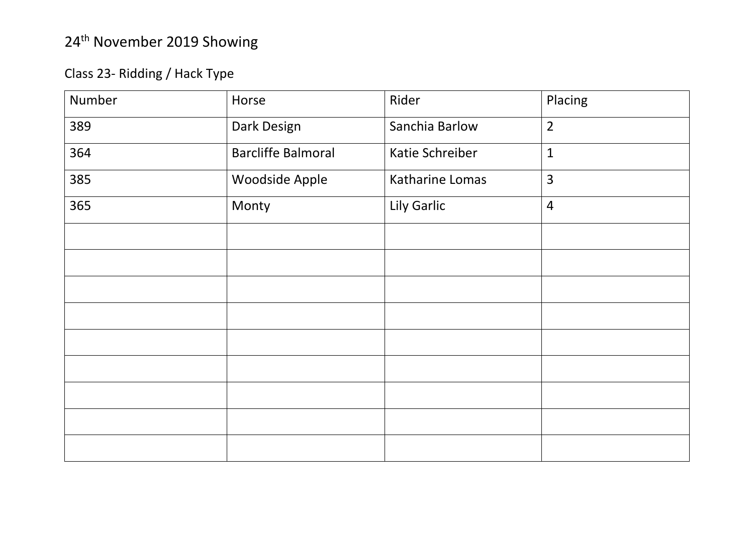# 24th November 2019 Showing

## Class 23- Ridding / Hack Type

| Number | Horse | Rider | Placing |
|---|---|---|---|
| 389 | Dark Design | Sanchia Barlow | 2 |
| 364 | Barcliffe Balmoral | Katie Schreiber | 1 |
| 385 | Woodside Apple | Katharine Lomas | 3 |
| 365 | Monty | Lily Garlic | 4 |
| | | | |
| | | | |
| | | | |
| | | | |
| | | | |
| | | | |
| | | | |
| | | | |
| | | | |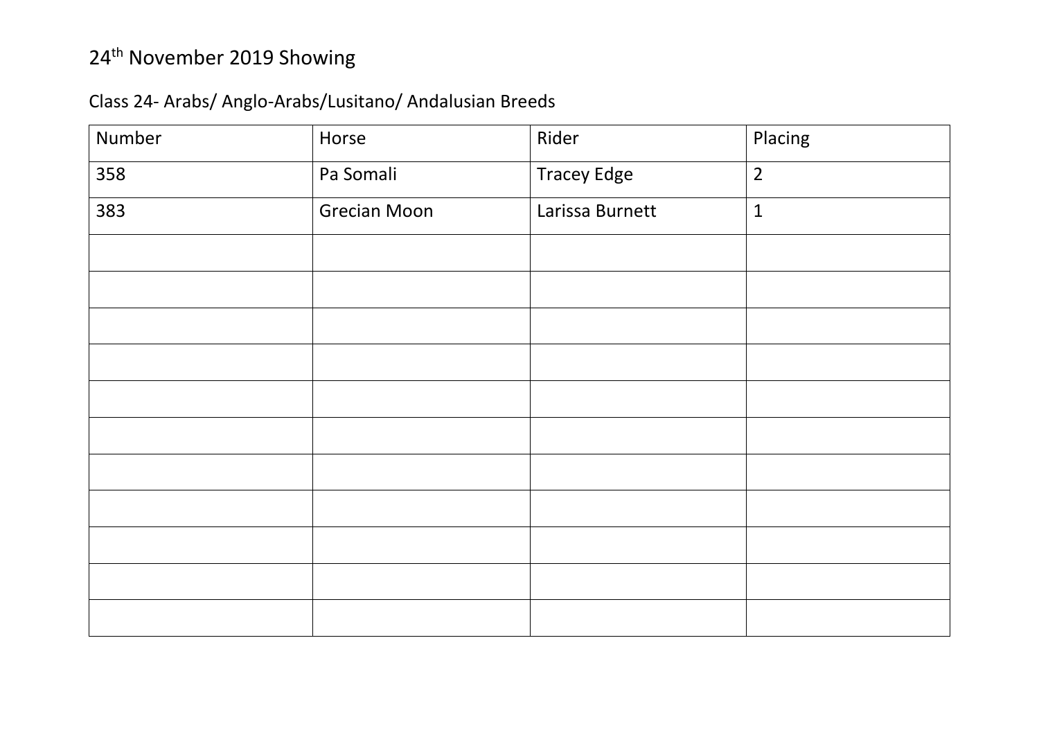# 24th November 2019 Showing

## Class 24- Arabs/ Anglo-Arabs/Lusitano/ Andalusian Breeds

| Number | Horse | Rider | Placing |
| --- | --- | --- | --- |
| 358 | Pa Somali | Tracey Edge | 2 |
| 383 | Grecian Moon | Larissa Burnett | 1 |
| | | | |
| | | | |
| | | | |
| | | | |
| | | | |
| | | | |
| | | | |
| | | | |
| | | | |
| | | | |
| | | | |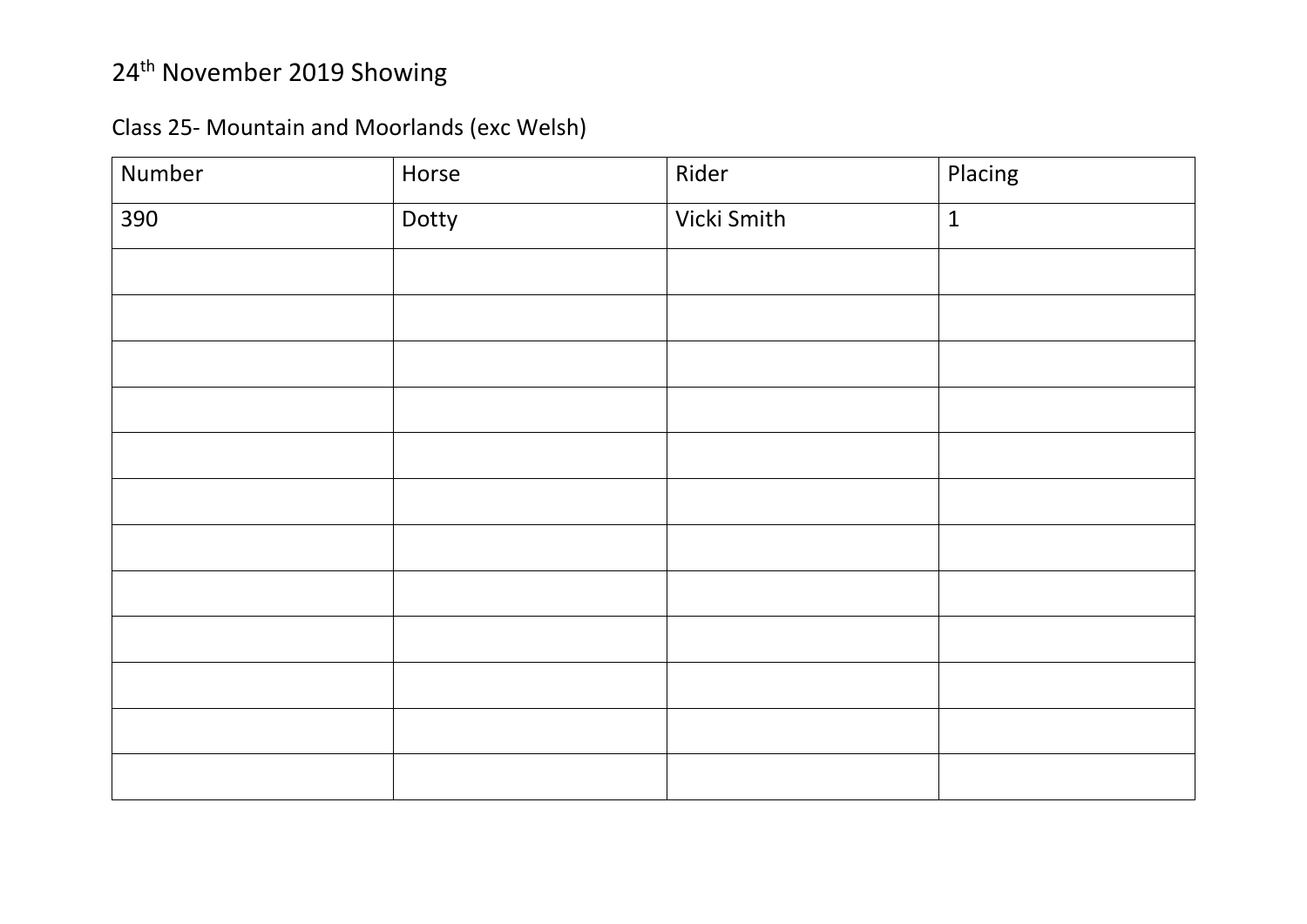# 24th November 2019 Showing

## Class 25- Mountain and Moorlands (exc Welsh)

| Number | Horse | Rider | Placing |
|---|---|---|---|
| 390 | Dotty | Vicki Smith | 1 |
| | | | |
| | | | |
| | | | |
| | | | |
| | | | |
| | | | |
| | | | |
| | | | |
| | | | |
| | | | |
| | | | |
| | | | |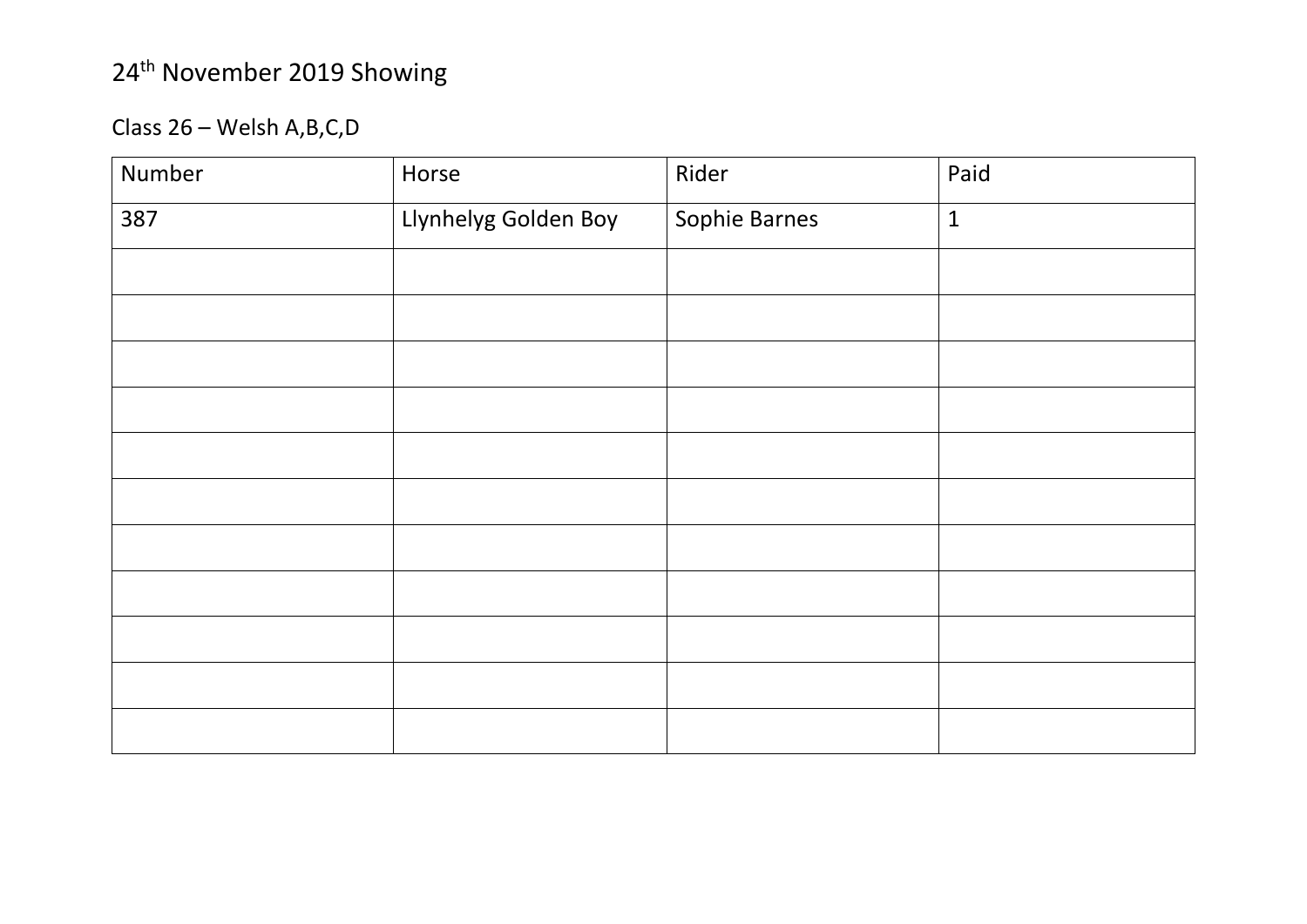# 24th November 2019 Showing

## Class 26 – Welsh A,B,C,D

| Number | Horse | Rider | Paid |
|---|---|---|---|
| 387 | Llynhelyg Golden Boy | Sophie Barnes | 1 |
| | | | |
| | | | |
| | | | |
| | | | |
| | | | |
| | | | |
| | | | |
| | | | |
| | | | |
| | | | |
| | | | |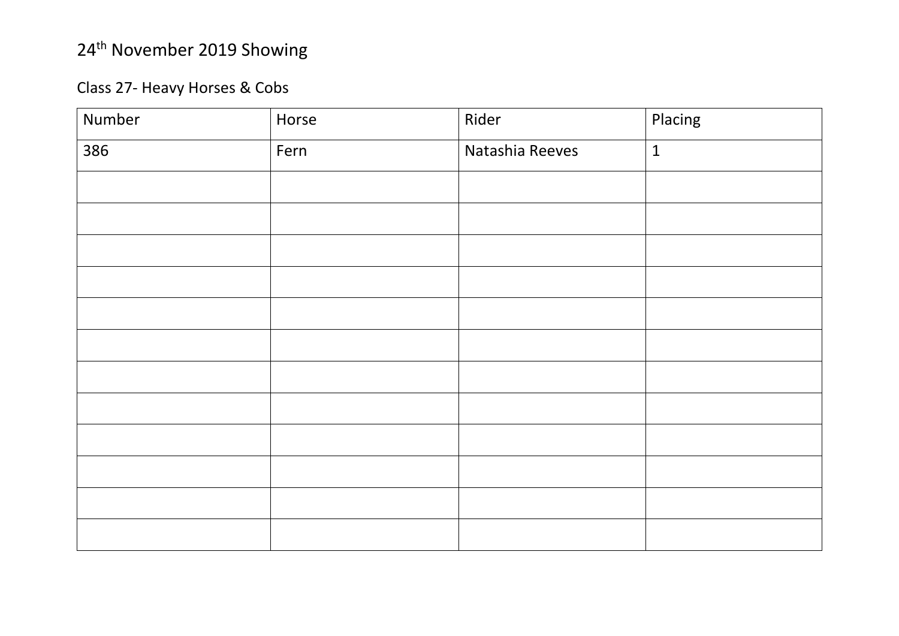24th November 2019 Showing

Class 27- Heavy Horses & Cobs

| Number | Horse | Rider | Placing |
|---|---|---|---|
| 386 | Fern | Natashia Reeves | 1 |
| | | | |
| | | | |
| | | | |
| | | | |
| | | | |
| | | | |
| | | | |
| | | | |
| | | | |
| | | | |
| | | | |
| | | | |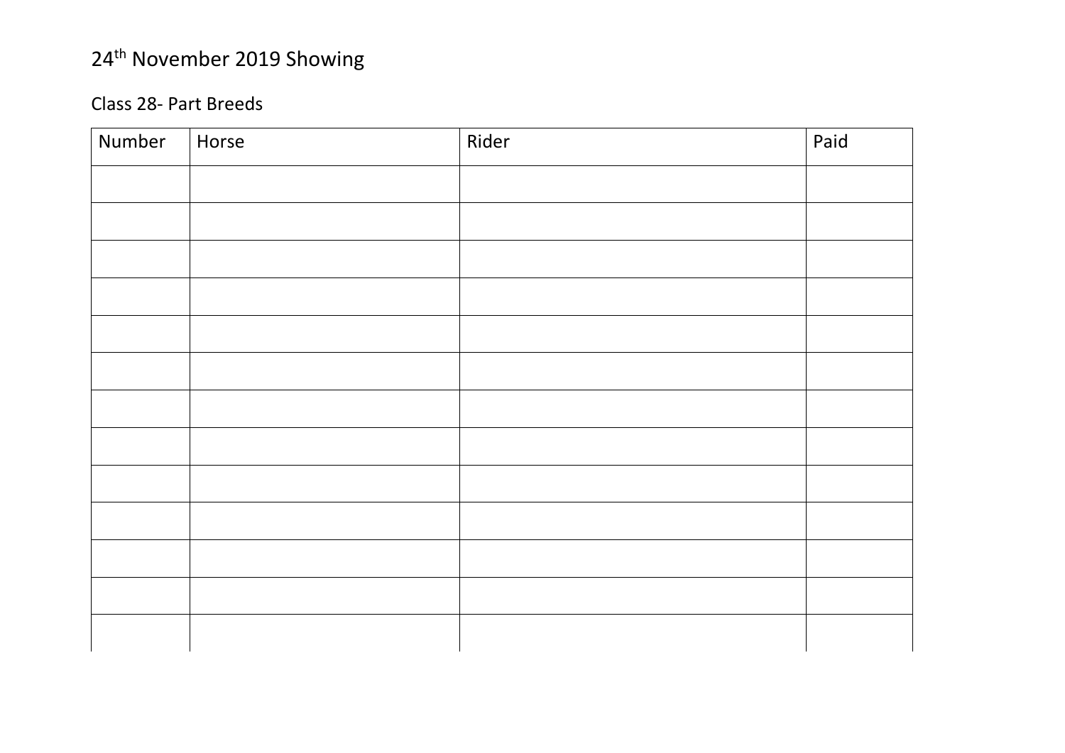24th November 2019 Showing

Class 28- Part Breeds

| Number | Horse | Rider | Paid |
|---|---|---|---|
| | | | |
| | | | |
| | | | |
| | | | |
| | | | |
| | | | |
| | | | |
| | | | |
| | | | |
| | | | |
| | | | |
| | | | |
| | | | |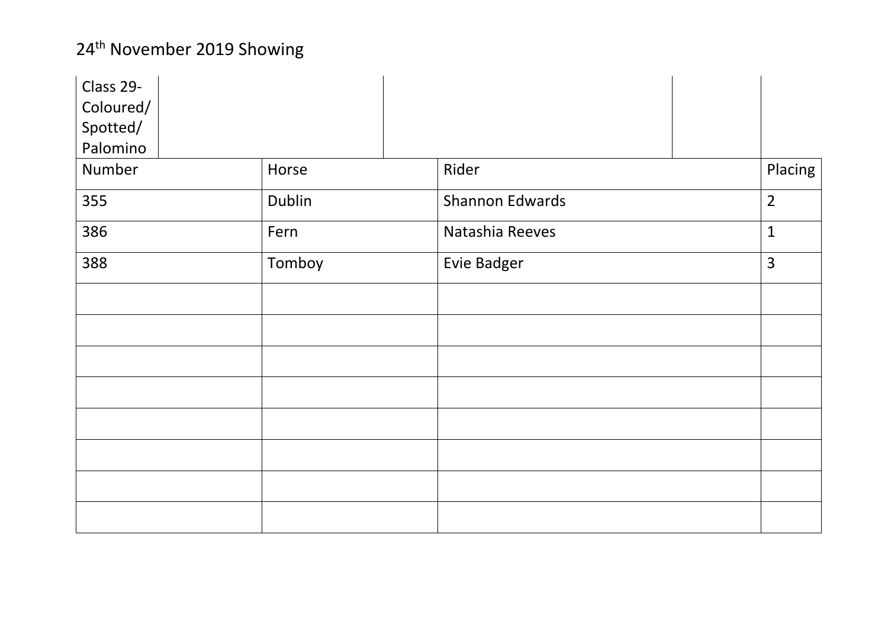# 24th November 2019 Showing

| Class 29- Coloured/ Spotted/ Palomino | | | |
|---|---|---|---|
| Number | Horse | Rider | Placing |
| 355 | Dublin | Shannon Edwards | 2 |
| 386 | Fern | Natashia Reeves | 1 |
| 388 | Tomboy | Evie Badger | 3 |
| | | | |
| | | | |
| | | | |
| | | | |
| | | | |
| | | | |
| | | | |
| | | | |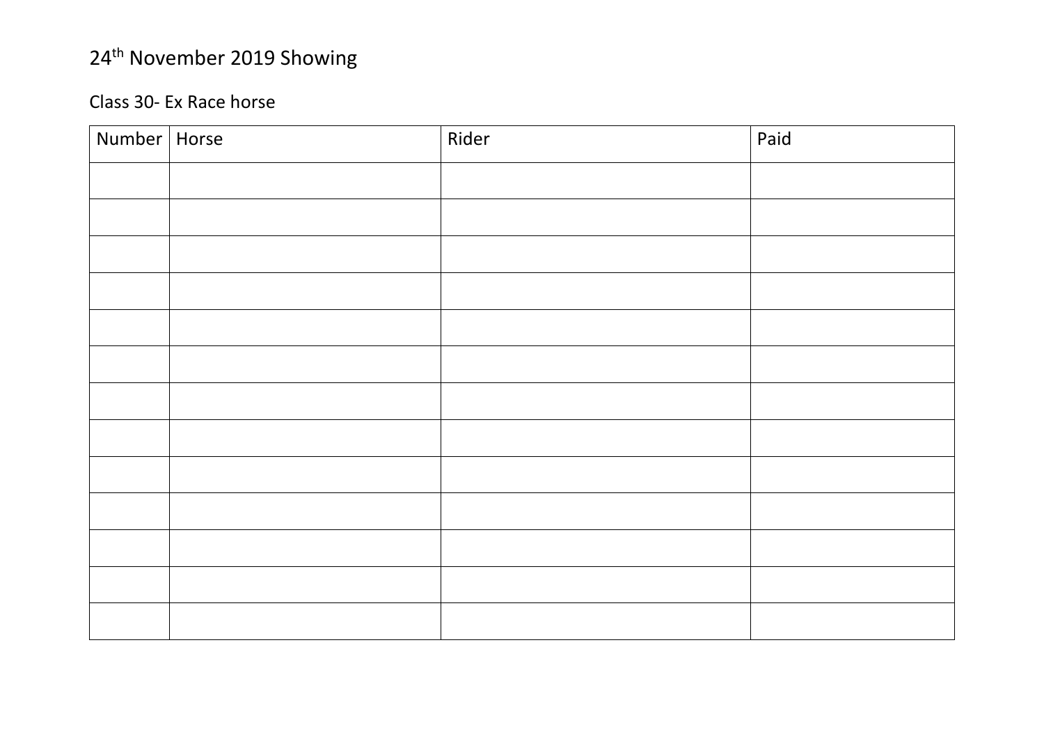24th November 2019 Showing

Class 30- Ex Race horse

| Number | Horse | Rider | Paid |
|---|---|---|---|
| | | | |
| | | | |
| | | | |
| | | | |
| | | | |
| | | | |
| | | | |
| | | | |
| | | | |
| | | | |
| | | | |
| | | | |
| | | | |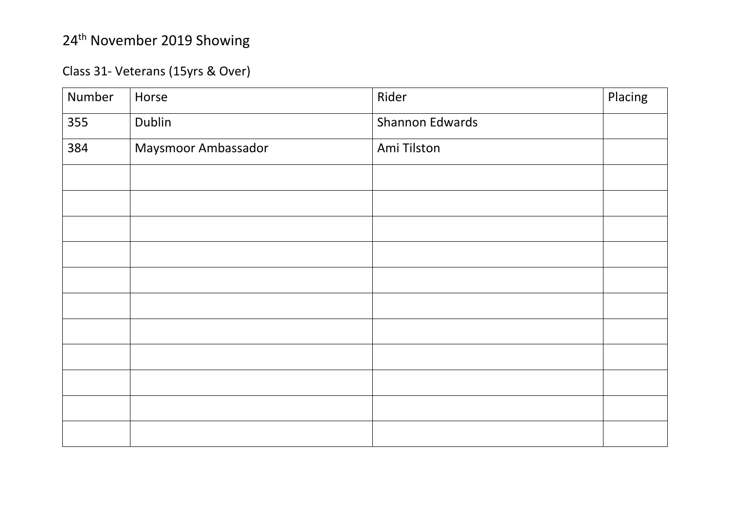# 24th November 2019 Showing

## Class 31- Veterans (15yrs & Over)

| Number | Horse | Rider | Placing |
|---|---|---|---|
| 355 | Dublin | Shannon Edwards | |
| 384 | Maysmoor Ambassador | Ami Tilston | |
| | | | |
| | | | |
| | | | |
| | | | |
| | | | |
| | | | |
| | | | |
| | | | |
| | | | |
| | | | |
| | | | |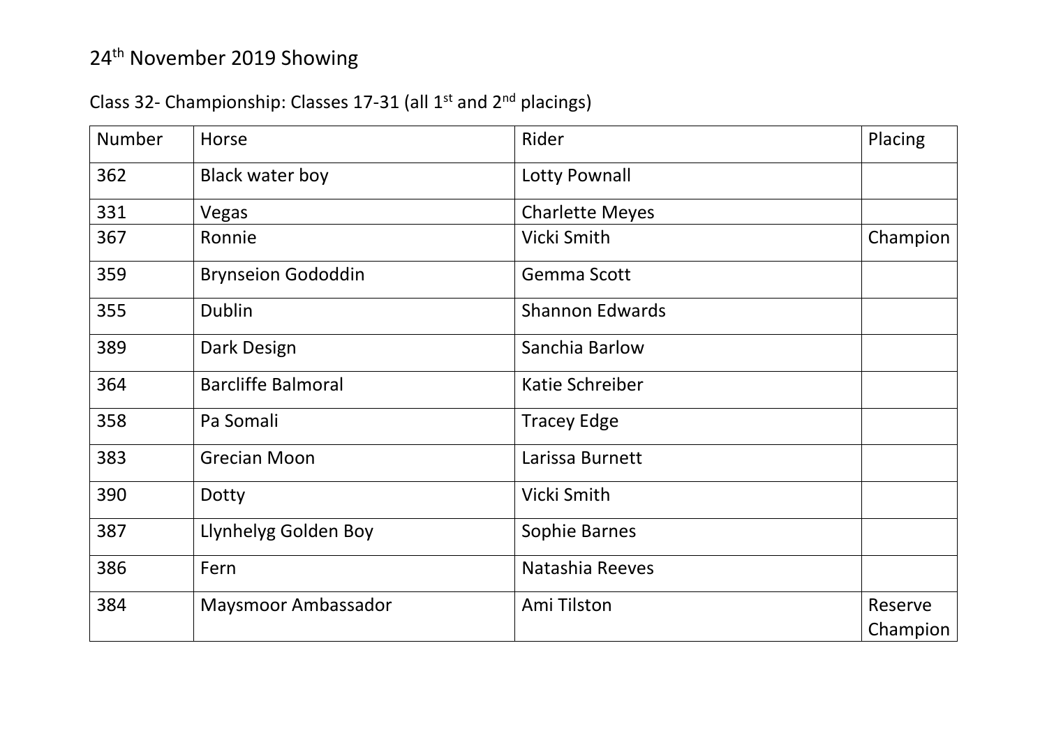# 24th November 2019 Showing

## Class 32- Championship: Classes 17-31 (all 1st and 2nd placings)

| Number | Horse | Rider | Placing |
| --- | --- | --- | --- |
| 362 | Black water boy | Lotty Pownall | |
| 331 | Vegas | Charlette Meyes | |
| 367 | Ronnie | Vicki Smith | Champion |
| 359 | Brynseion Gododdin | Gemma Scott | |
| 355 | Dublin | Shannon Edwards | |
| 389 | Dark Design | Sanchia Barlow | |
| 364 | Barcliffe Balmoral | Katie Schreiber | |
| 358 | Pa Somali | Tracey Edge | |
| 383 | Grecian Moon | Larissa Burnett | |
| 390 | Dotty | Vicki Smith | |
| 387 | Llynhelyg Golden Boy | Sophie Barnes | |
| 386 | Fern | Natashia Reeves | |
| 384 | Maysmoor Ambassador | Ami Tilston | Reserve Champion |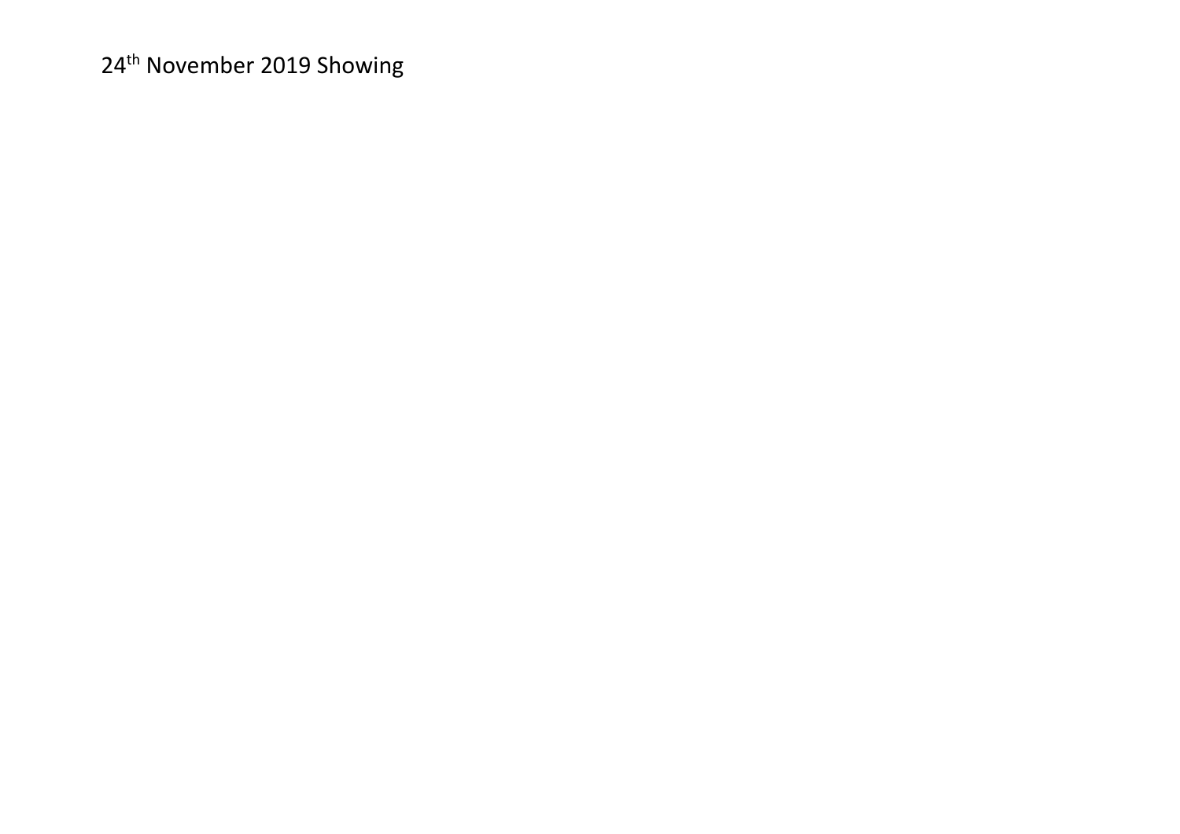24th November 2019 Showing